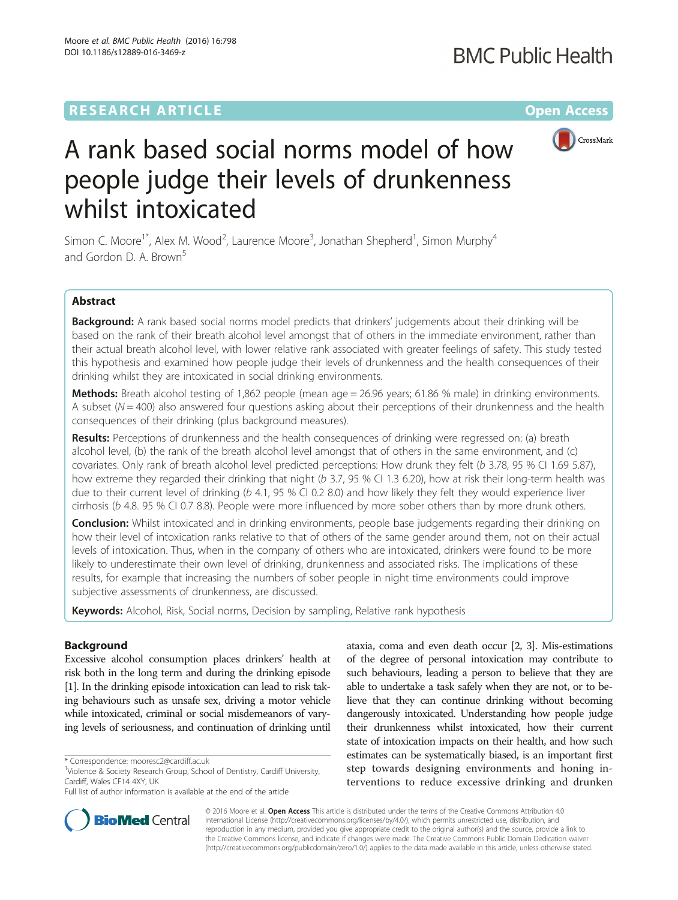RESEARCH ARTICLE Open Access

# A rank based social norms model of how people judge their levels of drunkenness whilst intoxicated

Simon C. Moore[1*], Alex M. Wood[2], Laurence Moore[3], Jonathan Shepherd[1], Simon Murphy[4] and Gordon D. A. Brown[5]

## Abstract

**Background:** A rank based social norms model predicts that drinkers' judgements about their drinking will be based on the rank of their breath alcohol level amongst that of others in the immediate environment, rather than their actual breath alcohol level, with lower relative rank associated with greater feelings of safety. This study tested this hypothesis and examined how people judge their levels of drunkenness and the health consequences of their drinking whilst they are intoxicated in social drinking environments.

**Methods:** Breath alcohol testing of 1,862 people (mean age = 26.96 years; 61.86 % male) in drinking environments. A subset ($N = 400$) also answered four questions asking about their perceptions of their drunkenness and the health consequences of their drinking (plus background measures).

**Results:** Perceptions of drunkenness and the health consequences of drinking were regressed on: (a) breath alcohol level, (b) the rank of the breath alcohol level amongst that of others in the same environment, and (c) covariates. Only rank of breath alcohol level predicted perceptions: How drunk they felt (*b* 3.78, 95 % CI 1.69 5.87), how extreme they regarded their drinking that night (*b* 3.7, 95 % CI 1.3 6.20), how at risk their long-term health was due to their current level of drinking (*b* 4.1, 95 % CI 0.2 8.0) and how likely they felt they would experience liver cirrhosis (*b* 4.8. 95 % CI 0.7 8.8). People were more influenced by more sober others than by more drunk others.

**Conclusion:** Whilst intoxicated and in drinking environments, people base judgements regarding their drinking on how their level of intoxication ranks relative to that of others of the same gender around them, not on their actual levels of intoxication. Thus, when in the company of others who are intoxicated, drinkers were found to be more likely to underestimate their own level of drinking, drunkenness and associated risks. The implications of these results, for example that increasing the numbers of sober people in night time environments could improve subjective assessments of drunkenness, are discussed.

**Keywords:** Alcohol, Risk, Social norms, Decision by sampling, Relative rank hypothesis

## Background

Excessive alcohol consumption places drinkers' health at risk both in the long term and during the drinking episode [1]. In the drinking episode intoxication can lead to risk taking behaviours such as unsafe sex, driving a motor vehicle while intoxicated, criminal or social misdemeanors of varying levels of seriousness, and continuation of drinking until ataxia, coma and even death occur [2, 3]. Mis-estimations of the degree of personal intoxication may contribute to such behaviours, leading a person to believe that they are able to undertake a task safely when they are not, or to believe that they can continue drinking without becoming dangerously intoxicated. Understanding how people judge their drunkenness whilst intoxicated, how their current state of intoxication impacts on their health, and how such estimates can be systematically biased, is an important first step towards designing environments and honing interventions to reduce excessive drinking and drunken

\* Correspondence: mooresc2@cardiff.ac.uk
[1]Violence & Society Research Group, School of Dentistry, Cardiff University, Cardiff, Wales CF14 4XY, UK
Full list of author information is available at the end of the article

© 2016 Moore et al. **Open Access** This article is distributed under the terms of the Creative Commons Attribution 4.0 International License (http://creativecommons.org/licenses/by/4.0/), which permits unrestricted use, distribution, and reproduction in any medium, provided you give appropriate credit to the original author(s) and the source, provide a link to the Creative Commons license, and indicate if changes were made. The Creative Commons Public Domain Dedication waiver (http://creativecommons.org/publicdomain/zero/1.0/) applies to the data made available in this article, unless otherwise stated.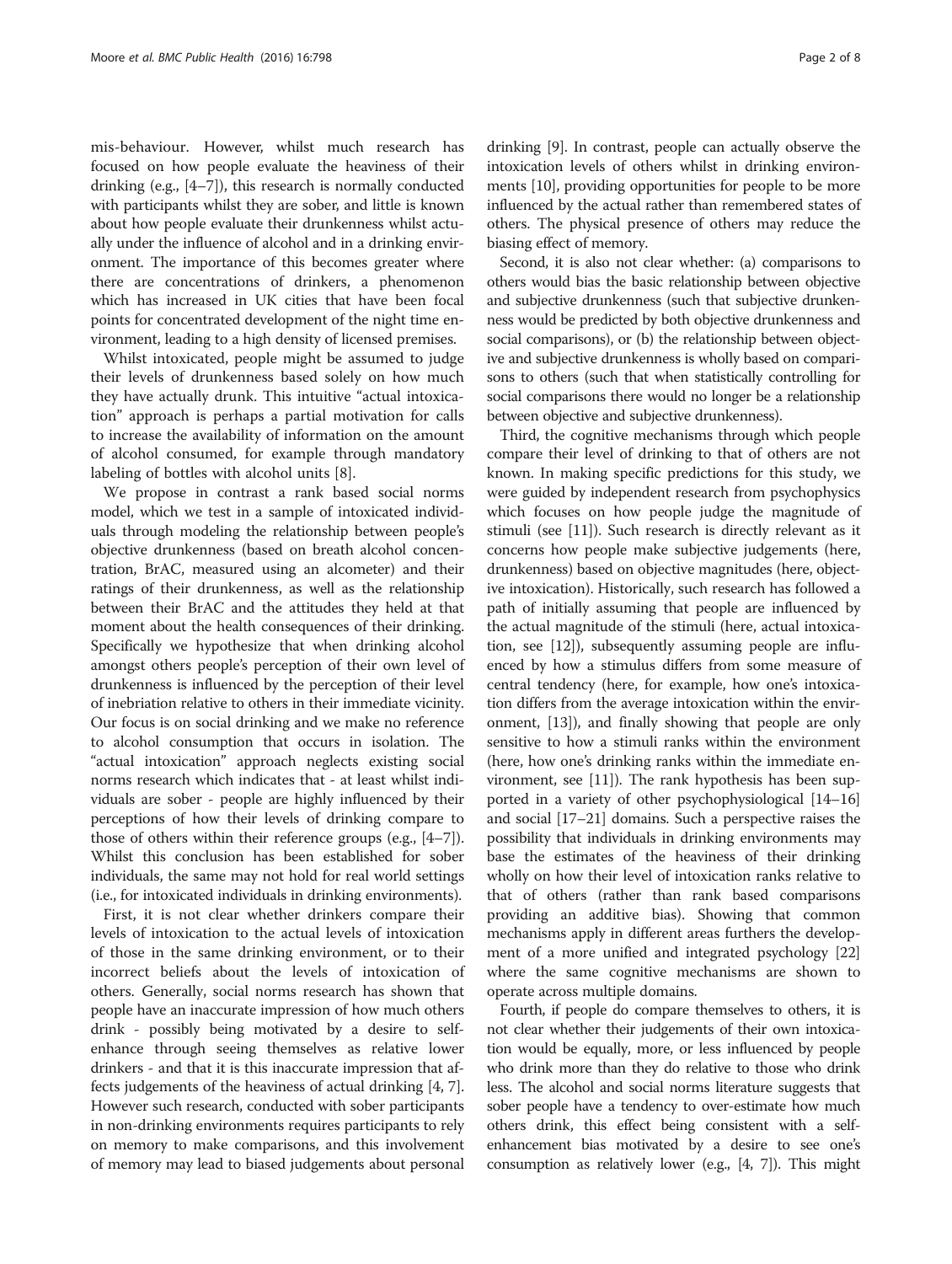mis-behaviour. However, whilst much research has focused on how people evaluate the heaviness of their drinking (e.g., [4–7]), this research is normally conducted with participants whilst they are sober, and little is known about how people evaluate their drunkenness whilst actually under the influence of alcohol and in a drinking environment. The importance of this becomes greater where there are concentrations of drinkers, a phenomenon which has increased in UK cities that have been focal points for concentrated development of the night time environment, leading to a high density of licensed premises.

Whilst intoxicated, people might be assumed to judge their levels of drunkenness based solely on how much they have actually drunk. This intuitive "actual intoxication" approach is perhaps a partial motivation for calls to increase the availability of information on the amount of alcohol consumed, for example through mandatory labeling of bottles with alcohol units [8].

We propose in contrast a rank based social norms model, which we test in a sample of intoxicated individuals through modeling the relationship between people's objective drunkenness (based on breath alcohol concentration, BrAC, measured using an alcometer) and their ratings of their drunkenness, as well as the relationship between their BrAC and the attitudes they held at that moment about the health consequences of their drinking. Specifically we hypothesize that when drinking alcohol amongst others people's perception of their own level of drunkenness is influenced by the perception of their level of inebriation relative to others in their immediate vicinity. Our focus is on social drinking and we make no reference to alcohol consumption that occurs in isolation. The "actual intoxication" approach neglects existing social norms research which indicates that - at least whilst individuals are sober - people are highly influenced by their perceptions of how their levels of drinking compare to those of others within their reference groups (e.g., [4–7]). Whilst this conclusion has been established for sober individuals, the same may not hold for real world settings (i.e., for intoxicated individuals in drinking environments).

First, it is not clear whether drinkers compare their levels of intoxication to the actual levels of intoxication of those in the same drinking environment, or to their incorrect beliefs about the levels of intoxication of others. Generally, social norms research has shown that people have an inaccurate impression of how much others drink - possibly being motivated by a desire to self-enhance through seeing themselves as relative lower drinkers - and that it is this inaccurate impression that affects judgements of the heaviness of actual drinking [4, 7]. However such research, conducted with sober participants in non-drinking environments requires participants to rely on memory to make comparisons, and this involvement of memory may lead to biased judgements about personal drinking [9]. In contrast, people can actually observe the intoxication levels of others whilst in drinking environments [10], providing opportunities for people to be more influenced by the actual rather than remembered states of others. The physical presence of others may reduce the biasing effect of memory.

Second, it is also not clear whether: (a) comparisons to others would bias the basic relationship between objective and subjective drunkenness (such that subjective drunkenness would be predicted by both objective drunkenness and social comparisons), or (b) the relationship between objective and subjective drunkenness is wholly based on comparisons to others (such that when statistically controlling for social comparisons there would no longer be a relationship between objective and subjective drunkenness).

Third, the cognitive mechanisms through which people compare their level of drinking to that of others are not known. In making specific predictions for this study, we were guided by independent research from psychophysics which focuses on how people judge the magnitude of stimuli (see [11]). Such research is directly relevant as it concerns how people make subjective judgements (here, drunkenness) based on objective magnitudes (here, objective intoxication). Historically, such research has followed a path of initially assuming that people are influenced by the actual magnitude of the stimuli (here, actual intoxication, see [12]), subsequently assuming people are influenced by how a stimulus differs from some measure of central tendency (here, for example, how one's intoxication differs from the average intoxication within the environment, [13]), and finally showing that people are only sensitive to how a stimuli ranks within the environment (here, how one's drinking ranks within the immediate environment, see [11]). The rank hypothesis has been supported in a variety of other psychophysiological [14–16] and social [17–21] domains. Such a perspective raises the possibility that individuals in drinking environments may base the estimates of the heaviness of their drinking wholly on how their level of intoxication ranks relative to that of others (rather than rank based comparisons providing an additive bias). Showing that common mechanisms apply in different areas furthers the development of a more unified and integrated psychology [22] where the same cognitive mechanisms are shown to operate across multiple domains.

Fourth, if people do compare themselves to others, it is not clear whether their judgements of their own intoxication would be equally, more, or less influenced by people who drink more than they do relative to those who drink less. The alcohol and social norms literature suggests that sober people have a tendency to over-estimate how much others drink, this effect being consistent with a self-enhancement bias motivated by a desire to see one's consumption as relatively lower (e.g., [4, 7]). This might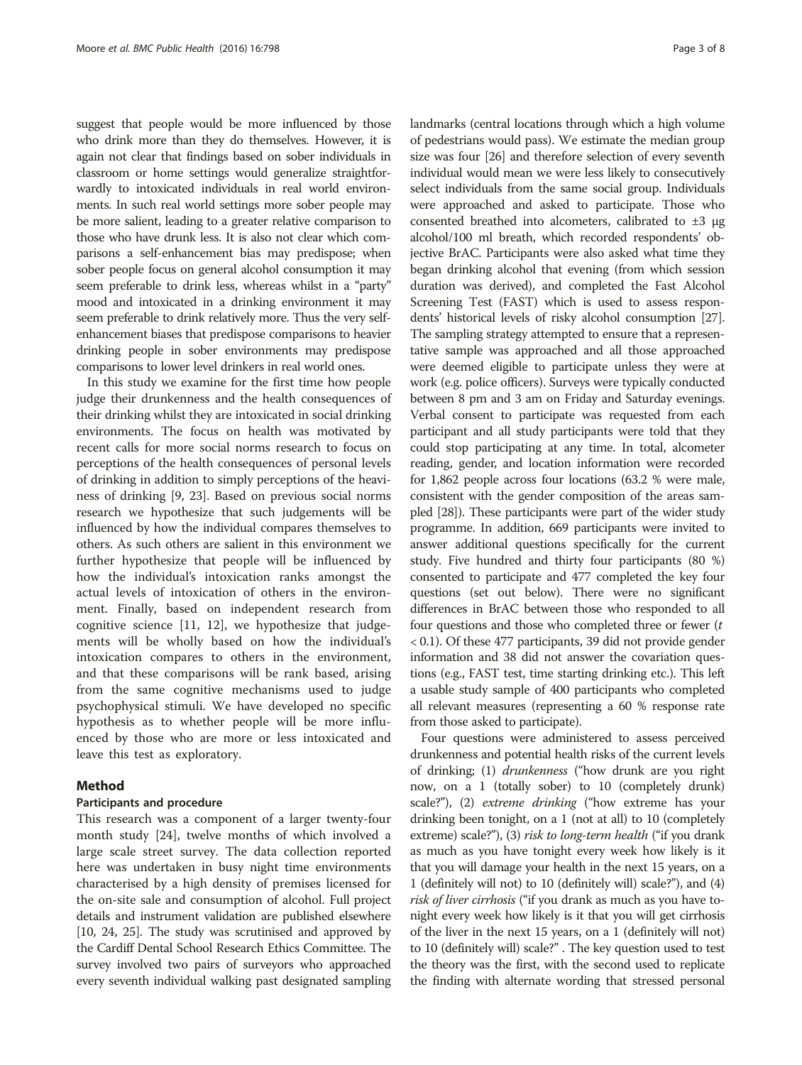suggest that people would be more influenced by those who drink more than they do themselves. However, it is again not clear that findings based on sober individuals in classroom or home settings would generalize straightforwardly to intoxicated individuals in real world environments. In such real world settings more sober people may be more salient, leading to a greater relative comparison to those who have drunk less. It is also not clear which comparisons a self-enhancement bias may predispose; when sober people focus on general alcohol consumption it may seem preferable to drink less, whereas whilst in a "party" mood and intoxicated in a drinking environment it may seem preferable to drink relatively more. Thus the very self-enhancement biases that predispose comparisons to heavier drinking people in sober environments may predispose comparisons to lower level drinkers in real world ones.

In this study we examine for the first time how people judge their drunkenness and the health consequences of their drinking whilst they are intoxicated in social drinking environments. The focus on health was motivated by recent calls for more social norms research to focus on perceptions of the health consequences of personal levels of drinking in addition to simply perceptions of the heaviness of drinking [9, 23]. Based on previous social norms research we hypothesize that such judgements will be influenced by how the individual compares themselves to others. As such others are salient in this environment we further hypothesize that people will be influenced by how the individual's intoxication ranks amongst the actual levels of intoxication of others in the environment. Finally, based on independent research from cognitive science [11, 12], we hypothesize that judgements will be wholly based on how the individual's intoxication compares to others in the environment, and that these comparisons will be rank based, arising from the same cognitive mechanisms used to judge psychophysical stimuli. We have developed no specific hypothesis as to whether people will be more influenced by those who are more or less intoxicated and leave this test as exploratory.

## Method

### Participants and procedure

This research was a component of a larger twenty-four month study [24], twelve months of which involved a large scale street survey. The data collection reported here was undertaken in busy night time environments characterised by a high density of premises licensed for the on-site sale and consumption of alcohol. Full project details and instrument validation are published elsewhere [10, 24, 25]. The study was scrutinised and approved by the Cardiff Dental School Research Ethics Committee. The survey involved two pairs of surveyors who approached every seventh individual walking past designated sampling landmarks (central locations through which a high volume of pedestrians would pass). We estimate the median group size was four [26] and therefore selection of every seventh individual would mean we were less likely to consecutively select individuals from the same social group. Individuals were approached and asked to participate. Those who consented breathed into alcometers, calibrated to ±3 μg alcohol/100 ml breath, which recorded respondents' objective BrAC. Participants were also asked what time they began drinking alcohol that evening (from which session duration was derived), and completed the Fast Alcohol Screening Test (FAST) which is used to assess respondents' historical levels of risky alcohol consumption [27]. The sampling strategy attempted to ensure that a representative sample was approached and all those approached were deemed eligible to participate unless they were at work (e.g. police officers). Surveys were typically conducted between 8 pm and 3 am on Friday and Saturday evenings. Verbal consent to participate was requested from each participant and all study participants were told that they could stop participating at any time. In total, alcometer reading, gender, and location information were recorded for 1,862 people across four locations (63.2 % were male, consistent with the gender composition of the areas sampled [28]). These participants were part of the wider study programme. In addition, 669 participants were invited to answer additional questions specifically for the current study. Five hundred and thirty four participants (80 %) consented to participate and 477 completed the key four questions (set out below). There were no significant differences in BrAC between those who responded to all four questions and those who completed three or fewer ($t < 0.1$). Of these 477 participants, 39 did not provide gender information and 38 did not answer the covariation questions (e.g., FAST test, time starting drinking etc.). This left a usable study sample of 400 participants who completed all relevant measures (representing a 60 % response rate from those asked to participate).

Four questions were administered to assess perceived drunkenness and potential health risks of the current levels of drinking; (1) *drunkenness* ("how drunk are you right now, on a 1 (totally sober) to 10 (completely drunk) scale?"), (2) *extreme drinking* ("how extreme has your drinking been tonight, on a 1 (not at all) to 10 (completely extreme) scale?"), (3) *risk to long-term health* ("if you drank as much as you have tonight every week how likely is it that you will damage your health in the next 15 years, on a 1 (definitely will not) to 10 (definitely will) scale?"), and (4) *risk of liver cirrhosis* ("if you drank as much as you have tonight every week how likely is it that you will get cirrhosis of the liver in the next 15 years, on a 1 (definitely will not) to 10 (definitely will) scale?" . The key question used to test the theory was the first, with the second used to replicate the finding with alternate wording that stressed personal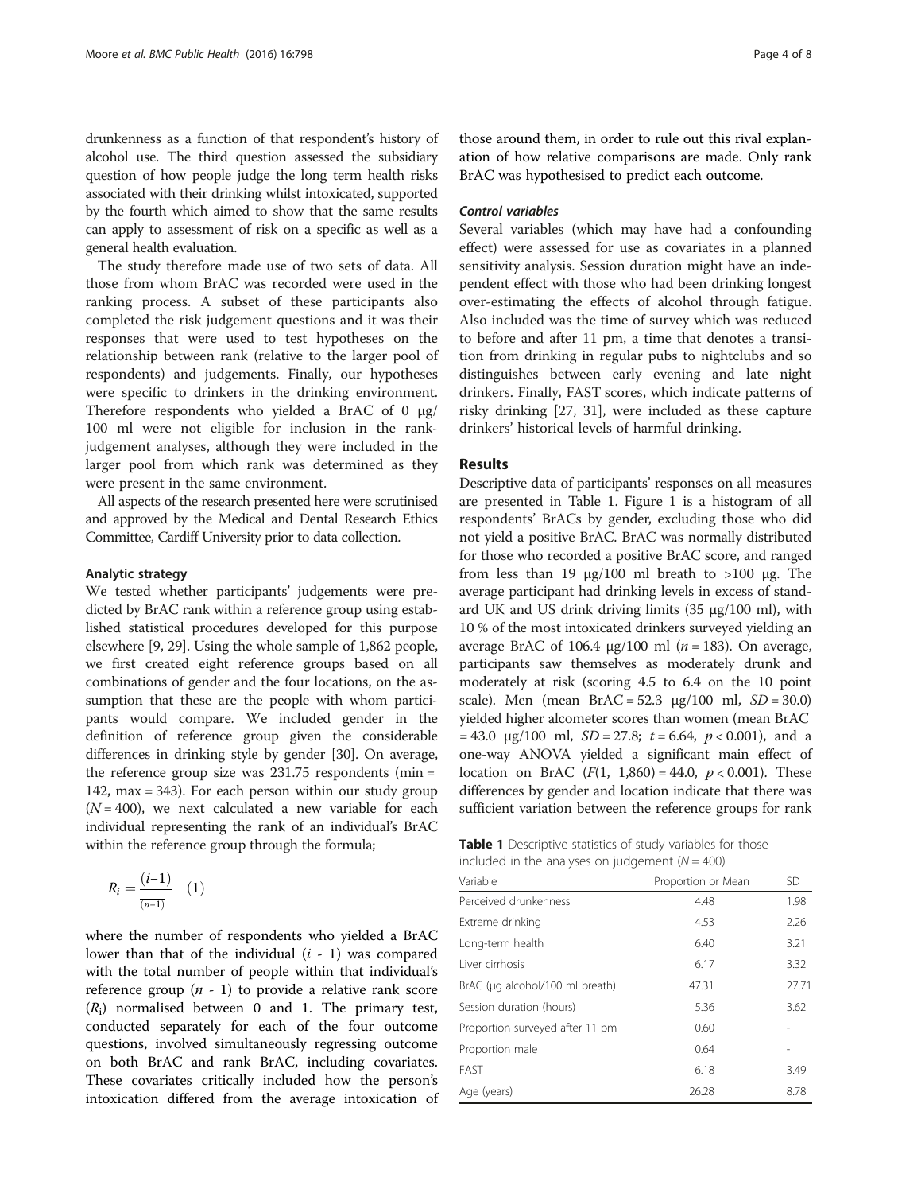drunkenness as a function of that respondent's history of alcohol use. The third question assessed the subsidiary question of how people judge the long term health risks associated with their drinking whilst intoxicated, supported by the fourth which aimed to show that the same results can apply to assessment of risk on a specific as well as a general health evaluation.

The study therefore made use of two sets of data. All those from whom BrAC was recorded were used in the ranking process. A subset of these participants also completed the risk judgement questions and it was their responses that were used to test hypotheses on the relationship between rank (relative to the larger pool of respondents) and judgements. Finally, our hypotheses were specific to drinkers in the drinking environment. Therefore respondents who yielded a BrAC of 0 μg/100 ml were not eligible for inclusion in the rank-judgement analyses, although they were included in the larger pool from which rank was determined as they were present in the same environment.

All aspects of the research presented here were scrutinised and approved by the Medical and Dental Research Ethics Committee, Cardiff University prior to data collection.

#### Analytic strategy

We tested whether participants' judgements were predicted by BrAC rank within a reference group using established statistical procedures developed for this purpose elsewhere [9, 29]. Using the whole sample of 1,862 people, we first created eight reference groups based on all combinations of gender and the four locations, on the assumption that these are the people with whom participants would compare. We included gender in the definition of reference group given the considerable differences in drinking style by gender [30]. On average, the reference group size was 231.75 respondents (min = 142, max = 343). For each person within our study group ($N = 400$), we next calculated a new variable for each individual representing the rank of an individual's BrAC within the reference group through the formula;

$$R_i = \frac{(i-1)}{(n-1)} \quad (1)$$

where the number of respondents who yielded a BrAC lower than that of the individual ($i$ - 1) was compared with the total number of people within that individual's reference group ($n$ - 1) to provide a relative rank score ($R_i$) normalised between 0 and 1. The primary test, conducted separately for each of the four outcome questions, involved simultaneously regressing outcome on both BrAC and rank BrAC, including covariates. These covariates critically included how the person's intoxication differed from the average intoxication of those around them, in order to rule out this rival explanation of how relative comparisons are made. Only rank BrAC was hypothesised to predict each outcome.

#### *Control variables*

Several variables (which may have had a confounding effect) were assessed for use as covariates in a planned sensitivity analysis. Session duration might have an independent effect with those who had been drinking longest over-estimating the effects of alcohol through fatigue. Also included was the time of survey which was reduced to before and after 11 pm, a time that denotes a transition from drinking in regular pubs to nightclubs and so distinguishes between early evening and late night drinkers. Finally, FAST scores, which indicate patterns of risky drinking [27, 31], were included as these capture drinkers' historical levels of harmful drinking.

## Results

Descriptive data of participants' responses on all measures are presented in Table 1. Figure 1 is a histogram of all respondents' BrACs by gender, excluding those who did not yield a positive BrAC. BrAC was normally distributed for those who recorded a positive BrAC score, and ranged from less than 19 μg/100 ml breath to >100 μg. The average participant had drinking levels in excess of standard UK and US drink driving limits (35 μg/100 ml), with 10 % of the most intoxicated drinkers surveyed yielding an average BrAC of 106.4 μg/100 ml ($n = 183$). On average, participants saw themselves as moderately drunk and moderately at risk (scoring 4.5 to 6.4 on the 10 point scale). Men (mean BrAC = 52.3 μg/100 ml, $SD = 30.0$) yielded higher alcometer scores than women (mean BrAC = 43.0 μg/100 ml, $SD = 27.8$; $t = 6.64$, $p < 0.001$), and a one-way ANOVA yielded a significant main effect of location on BrAC ($F(1, 1{,}860) = 44.0$, $p < 0.001$). These differences by gender and location indicate that there was sufficient variation between the reference groups for rank

**Table 1** Descriptive statistics of study variables for those included in the analyses on judgement ($N = 400$)

| Variable | Proportion or Mean | SD |
|---|---|---|
| Perceived drunkenness | 4.48 | 1.98 |
| Extreme drinking | 4.53 | 2.26 |
| Long-term health | 6.40 | 3.21 |
| Liver cirrhosis | 6.17 | 3.32 |
| BrAC (μg alcohol/100 ml breath) | 47.31 | 27.71 |
| Session duration (hours) | 5.36 | 3.62 |
| Proportion surveyed after 11 pm | 0.60 | - |
| Proportion male | 0.64 | - |
| FAST | 6.18 | 3.49 |
| Age (years) | 26.28 | 8.78 |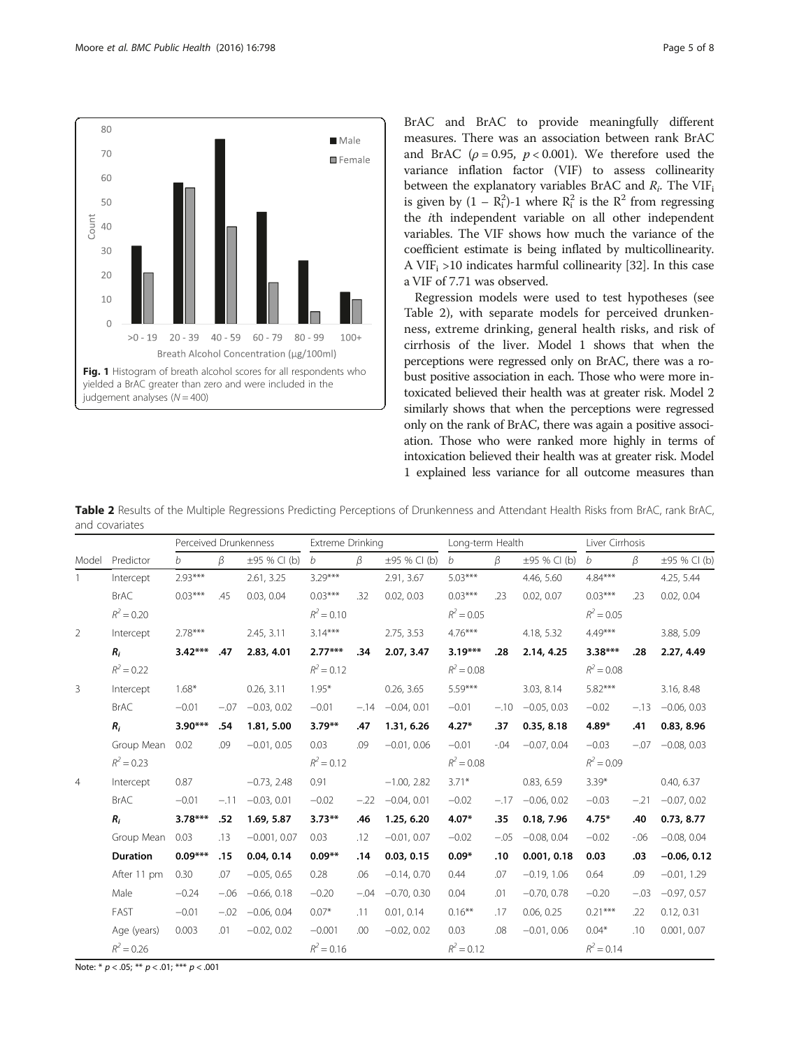Fig. 1 Histogram of breath alcohol scores for all respondents who yielded a BrAC greater than zero and were included in the judgement analyses ($N = 400$)

BrAC and BrAC to provide meaningfully different measures. There was an association between rank BrAC and BrAC ($\rho = 0.95$, $p < 0.001$). We therefore used the variance inflation factor (VIF) to assess collinearity between the explanatory variables BrAC and $R_i$. The $VIF_i$ is given by $(1 - R_i^2)$-1 where $R_i^2$ is the $R^2$ from regressing the $i$th independent variable on all other independent variables. The VIF shows how much the variance of the coefficient estimate is being inflated by multicollinearity. A $VIF_i > 10$ indicates harmful collinearity [32]. In this case a VIF of 7.71 was observed.

Regression models were used to test hypotheses (see Table 2), with separate models for perceived drunkenness, extreme drinking, general health risks, and risk of cirrhosis of the liver. Model 1 shows that when the perceptions were regressed only on BrAC, there was a robust positive association in each. Those who were more intoxicated believed their health was at greater risk. Model 2 similarly shows that when the perceptions were regressed only on the rank of BrAC, there was again a positive association. Those who were ranked more highly in terms of intoxication believed their health was at greater risk. Model 1 explained less variance for all outcome measures than

**Table 2** Results of the Multiple Regressions Predicting Perceptions of Drunkenness and Attendant Health Risks from BrAC, rank BrAC, and covariates

| | | Perceived Drunkenness | | | Extreme Drinking | | | Long-term Health | | | Liver Cirrhosis | | |
|---|---|---|---|---|---|---|---|---|---|---|---|---|---|
| Model | Predictor | *b* | *β* | ±95 % CI (b) | *b* | *β* | ±95 % CI (b) | *b* | *β* | ±95 % CI (b) | *b* | *β* | ±95 % CI (b) |
| 1 | Intercept | 2.93*** | | 2.61, 3.25 | 3.29*** | | 2.91, 3.67 | 5.03*** | | 4.46, 5.60 | 4.84*** | | 4.25, 5.44 |
| | BrAC | 0.03*** | .45 | 0.03, 0.04 | 0.03*** | .32 | 0.02, 0.03 | 0.03*** | .23 | 0.02, 0.07 | 0.03*** | .23 | 0.02, 0.04 |
| | $R^2 = 0.20$ | | | | $R^2 = 0.10$ | | | $R^2 = 0.05$ | | | $R^2 = 0.05$ | | |
| 2 | Intercept | 2.78*** | | 2.45, 3.11 | 3.14*** | | 2.75, 3.53 | 4.76*** | | 4.18, 5.32 | 4.49*** | | 3.88, 5.09 |
| | **$R_i$** | **3.42*** ** | **.47** | **2.83, 4.01** | **2.77*** ** | **.34** | **2.07, 3.47** | **3.19*** ** | **.28** | **2.14, 4.25** | **3.38*** ** | **.28** | **2.27, 4.49** |
| | $R^2 = 0.22$ | | | | $R^2 = 0.12$ | | | $R^2 = 0.08$ | | | $R^2 = 0.08$ | | |
| 3 | Intercept | 1.68* | | 0.26, 3.11 | 1.95* | | 0.26, 3.65 | 5.59*** | | 3.03, 8.14 | 5.82*** | | 3.16, 8.48 |
| | BrAC | −0.01 | −.07 | −0.03, 0.02 | −0.01 | −.14 | −0.04, 0.01 | −0.01 | −.10 | −0.05, 0.03 | −0.02 | −.13 | −0.06, 0.03 |
| | **$R_i$** | **3.90*** ** | **.54** | **1.81, 5.00** | **3.79** ** | **.47** | **1.31, 6.26** | **4.27*** | **.37** | **0.35, 8.18** | **4.89*** | **.41** | **0.83, 8.96** |
| | Group Mean | 0.02 | .09 | −0.01, 0.05 | 0.03 | .09 | −0.01, 0.06 | −0.01 | -.04 | −0.07, 0.04 | −0.03 | −.07 | −0.08, 0.03 |
| | $R^2 = 0.23$ | | | | $R^2 = 0.12$ | | | $R^2 = 0.08$ | | | $R^2 = 0.09$ | | |
| 4 | Intercept | 0.87 | | −0.73, 2.48 | 0.91 | | −1.00, 2.82 | 3.71* | | 0.83, 6.59 | 3.39* | | 0.40, 6.37 |
| | BrAC | −0.01 | −.11 | −0.03, 0.01 | −0.02 | −.22 | −0.04, 0.01 | −0.02 | −.17 | −0.06, 0.02 | −0.03 | −.21 | −0.07, 0.02 |
| | **$R_i$** | **3.78*** ** | **.52** | **1.69, 5.87** | **3.73** ** | **.46** | **1.25, 6.20** | **4.07*** | **.35** | **0.18, 7.96** | **4.75*** | **.40** | **0.73, 8.77** |
| | Group Mean | 0.03 | .13 | −0.001, 0.07 | 0.03 | .12 | −0.01, 0.07 | −0.02 | −.05 | −0.08, 0.04 | −0.02 | -.06 | −0.08, 0.04 |
| | **Duration** | **0.09*** ** | **.15** | **0.04, 0.14** | **0.09** ** | **.14** | **0.03, 0.15** | **0.09*** | **.10** | **0.001, 0.18** | **0.03** | **.03** | **−0.06, 0.12** |
| | After 11 pm | 0.30 | .07 | −0.05, 0.65 | 0.28 | .06 | −0.14, 0.70 | 0.44 | .07 | −0.19, 1.06 | 0.64 | .09 | −0.01, 1.29 |
| | Male | −0.24 | −.06 | −0.66, 0.18 | −0.20 | −.04 | −0.70, 0.30 | 0.04 | .01 | −0.70, 0.78 | −0.20 | −.03 | −0.97, 0.57 |
| | FAST | −0.01 | −.02 | −0.06, 0.04 | 0.07* | .11 | 0.01, 0.14 | 0.16** | .17 | 0.06, 0.25 | 0.21*** | .22 | 0.12, 0.31 |
| | Age (years) | 0.003 | .01 | −0.02, 0.02 | −0.001 | .00 | −0.02, 0.02 | 0.03 | .08 | −0.01, 0.06 | 0.04* | .10 | 0.001, 0.07 |
| | $R^2 = 0.26$ | | | | $R^2 = 0.16$ | | | $R^2 = 0.12$ | | | $R^2 = 0.14$ | | |

Note: * $p < .05$; ** $p < .01$; *** $p < .001$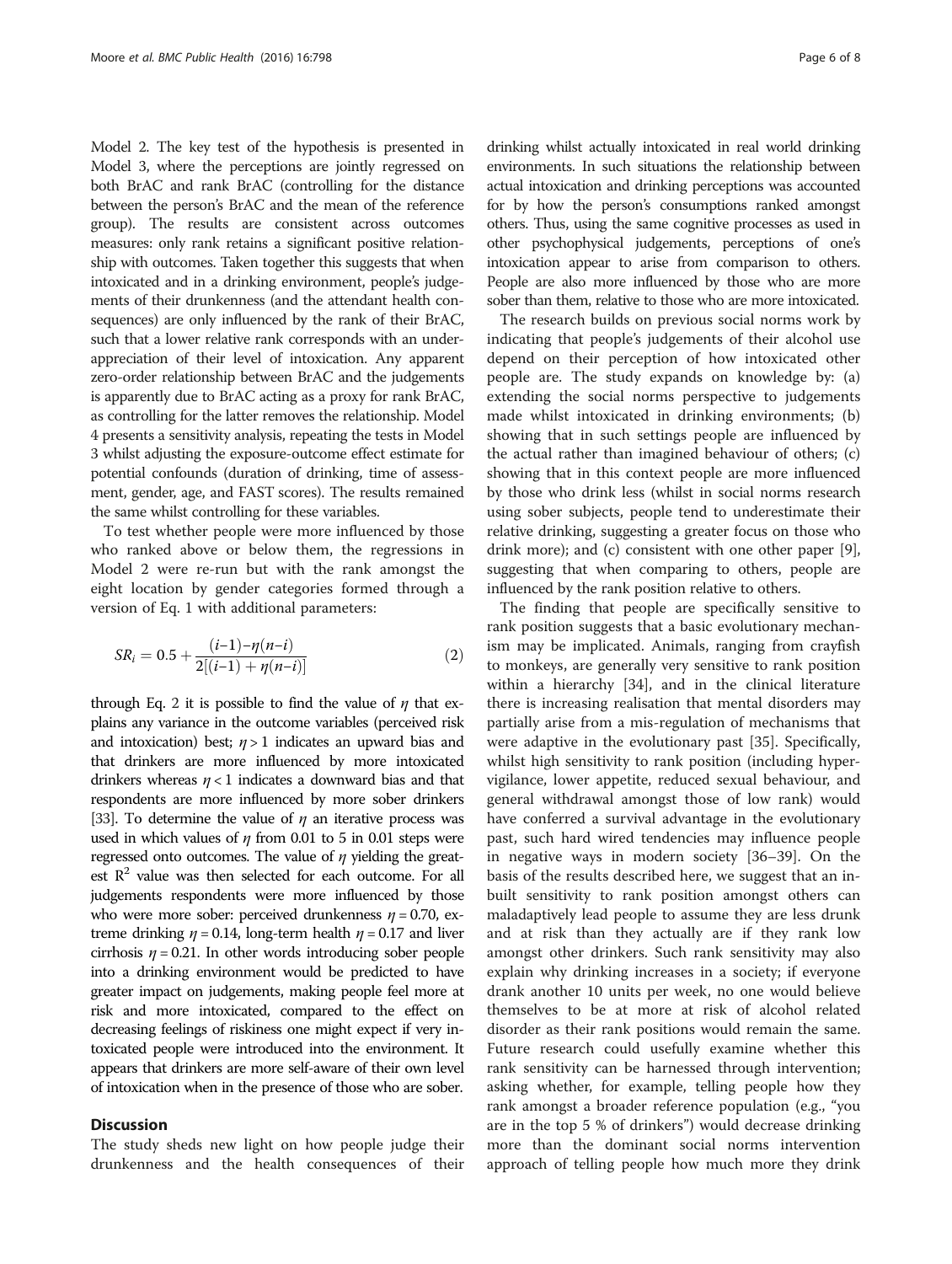Model 2. The key test of the hypothesis is presented in Model 3, where the perceptions are jointly regressed on both BrAC and rank BrAC (controlling for the distance between the person's BrAC and the mean of the reference group). The results are consistent across outcomes measures: only rank retains a significant positive relationship with outcomes. Taken together this suggests that when intoxicated and in a drinking environment, people's judgements of their drunkenness (and the attendant health consequences) are only influenced by the rank of their BrAC, such that a lower relative rank corresponds with an under-appreciation of their level of intoxication. Any apparent zero-order relationship between BrAC and the judgements is apparently due to BrAC acting as a proxy for rank BrAC, as controlling for the latter removes the relationship. Model 4 presents a sensitivity analysis, repeating the tests in Model 3 whilst adjusting the exposure-outcome effect estimate for potential confounds (duration of drinking, time of assessment, gender, age, and FAST scores). The results remained the same whilst controlling for these variables.

To test whether people were more influenced by those who ranked above or below them, the regressions in Model 2 were re-run but with the rank amongst the eight location by gender categories formed through a version of Eq. 1 with additional parameters:

$$SR_i = 0.5 + \frac{(i-1)-\eta(n-i)}{2[(i-1)+\eta(n-i)]} \tag{2}$$

through Eq. 2 it is possible to find the value of $\eta$ that explains any variance in the outcome variables (perceived risk and intoxication) best; $\eta > 1$ indicates an upward bias and that drinkers are more influenced by more intoxicated drinkers whereas $\eta < 1$ indicates a downward bias and that respondents are more influenced by more sober drinkers [33]. To determine the value of $\eta$ an iterative process was used in which values of $\eta$ from 0.01 to 5 in 0.01 steps were regressed onto outcomes. The value of $\eta$ yielding the greatest $R^2$ value was then selected for each outcome. For all judgements respondents were more influenced by those who were more sober: perceived drunkenness $\eta = 0.70$, extreme drinking $\eta = 0.14$, long-term health $\eta = 0.17$ and liver cirrhosis $\eta = 0.21$. In other words introducing sober people into a drinking environment would be predicted to have greater impact on judgements, making people feel more at risk and more intoxicated, compared to the effect on decreasing feelings of riskiness one might expect if very intoxicated people were introduced into the environment. It appears that drinkers are more self-aware of their own level of intoxication when in the presence of those who are sober.

## Discussion

The study sheds new light on how people judge their drunkenness and the health consequences of their drinking whilst actually intoxicated in real world drinking environments. In such situations the relationship between actual intoxication and drinking perceptions was accounted for by how the person's consumptions ranked amongst others. Thus, using the same cognitive processes as used in other psychophysical judgements, perceptions of one's intoxication appear to arise from comparison to others. People are also more influenced by those who are more sober than them, relative to those who are more intoxicated.

The research builds on previous social norms work by indicating that people's judgements of their alcohol use depend on their perception of how intoxicated other people are. The study expands on knowledge by: (a) extending the social norms perspective to judgements made whilst intoxicated in drinking environments; (b) showing that in such settings people are influenced by the actual rather than imagined behaviour of others; (c) showing that in this context people are more influenced by those who drink less (whilst in social norms research using sober subjects, people tend to underestimate their relative drinking, suggesting a greater focus on those who drink more); and (c) consistent with one other paper [9], suggesting that when comparing to others, people are influenced by the rank position relative to others.

The finding that people are specifically sensitive to rank position suggests that a basic evolutionary mechanism may be implicated. Animals, ranging from crayfish to monkeys, are generally very sensitive to rank position within a hierarchy [34], and in the clinical literature there is increasing realisation that mental disorders may partially arise from a mis-regulation of mechanisms that were adaptive in the evolutionary past [35]. Specifically, whilst high sensitivity to rank position (including hyper-vigilance, lower appetite, reduced sexual behaviour, and general withdrawal amongst those of low rank) would have conferred a survival advantage in the evolutionary past, such hard wired tendencies may influence people in negative ways in modern society [36–39]. On the basis of the results described here, we suggest that an in-built sensitivity to rank position amongst others can maladaptively lead people to assume they are less drunk and at risk than they actually are if they rank low amongst other drinkers. Such rank sensitivity may also explain why drinking increases in a society; if everyone drank another 10 units per week, no one would believe themselves to be at more at risk of alcohol related disorder as their rank positions would remain the same. Future research could usefully examine whether this rank sensitivity can be harnessed through intervention; asking whether, for example, telling people how they rank amongst a broader reference population (e.g., "you are in the top 5 % of drinkers") would decrease drinking more than the dominant social norms intervention approach of telling people how much more they drink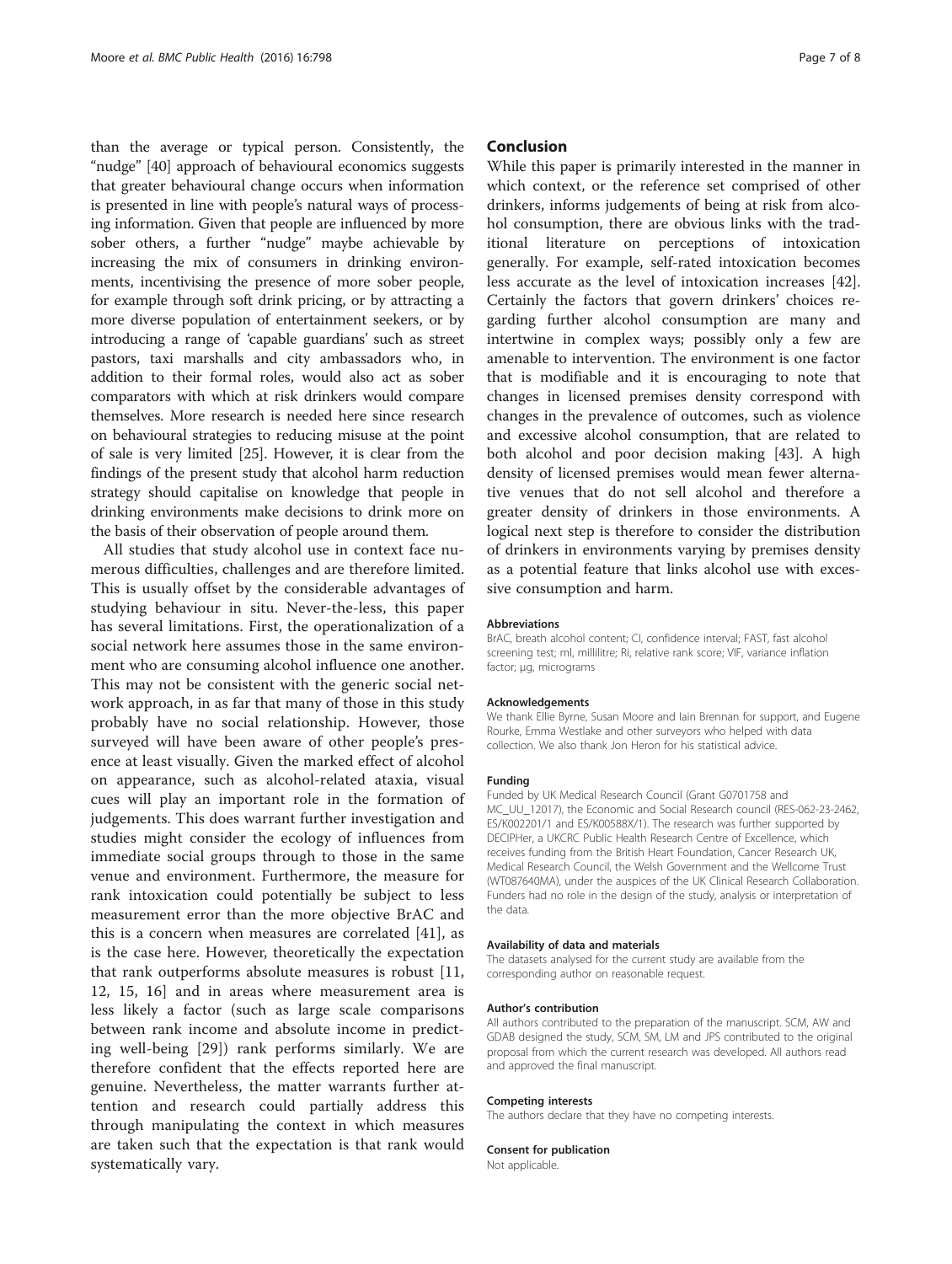than the average or typical person. Consistently, the "nudge" [40] approach of behavioural economics suggests that greater behavioural change occurs when information is presented in line with people's natural ways of processing information. Given that people are influenced by more sober others, a further "nudge" maybe achievable by increasing the mix of consumers in drinking environments, incentivising the presence of more sober people, for example through soft drink pricing, or by attracting a more diverse population of entertainment seekers, or by introducing a range of 'capable guardians' such as street pastors, taxi marshalls and city ambassadors who, in addition to their formal roles, would also act as sober comparators with which at risk drinkers would compare themselves. More research is needed here since research on behavioural strategies to reducing misuse at the point of sale is very limited [25]. However, it is clear from the findings of the present study that alcohol harm reduction strategy should capitalise on knowledge that people in drinking environments make decisions to drink more on the basis of their observation of people around them.

All studies that study alcohol use in context face numerous difficulties, challenges and are therefore limited. This is usually offset by the considerable advantages of studying behaviour in situ. Never-the-less, this paper has several limitations. First, the operationalization of a social network here assumes those in the same environment who are consuming alcohol influence one another. This may not be consistent with the generic social network approach, in as far that many of those in this study probably have no social relationship. However, those surveyed will have been aware of other people's presence at least visually. Given the marked effect of alcohol on appearance, such as alcohol-related ataxia, visual cues will play an important role in the formation of judgements. This does warrant further investigation and studies might consider the ecology of influences from immediate social groups through to those in the same venue and environment. Furthermore, the measure for rank intoxication could potentially be subject to less measurement error than the more objective BrAC and this is a concern when measures are correlated [41], as is the case here. However, theoretically the expectation that rank outperforms absolute measures is robust [11, 12, 15, 16] and in areas where measurement area is less likely a factor (such as large scale comparisons between rank income and absolute income in predicting well-being [29]) rank performs similarly. We are therefore confident that the effects reported here are genuine. Nevertheless, the matter warrants further attention and research could partially address this through manipulating the context in which measures are taken such that the expectation is that rank would systematically vary.

## Conclusion

While this paper is primarily interested in the manner in which context, or the reference set comprised of other drinkers, informs judgements of being at risk from alcohol consumption, there are obvious links with the traditional literature on perceptions of intoxication generally. For example, self-rated intoxication becomes less accurate as the level of intoxication increases [42]. Certainly the factors that govern drinkers' choices regarding further alcohol consumption are many and intertwine in complex ways; possibly only a few are amenable to intervention. The environment is one factor that is modifiable and it is encouraging to note that changes in licensed premises density correspond with changes in the prevalence of outcomes, such as violence and excessive alcohol consumption, that are related to both alcohol and poor decision making [43]. A high density of licensed premises would mean fewer alternative venues that do not sell alcohol and therefore a greater density of drinkers in those environments. A logical next step is therefore to consider the distribution of drinkers in environments varying by premises density as a potential feature that links alcohol use with excessive consumption and harm.

#### Abbreviations

BrAC, breath alcohol content; CI, confidence interval; FAST, fast alcohol screening test; ml, millilitre; Ri, relative rank score; VIF, variance inflation factor; μg, micrograms

#### Acknowledgements

We thank Ellie Byrne, Susan Moore and Iain Brennan for support, and Eugene Rourke, Emma Westlake and other surveyors who helped with data collection. We also thank Jon Heron for his statistical advice.

#### Funding

Funded by UK Medical Research Council (Grant G0701758 and MC_UU_12017), the Economic and Social Research council (RES-062-23-2462, ES/K002201/1 and ES/K00588X/1). The research was further supported by DECIPHer, a UKCRC Public Health Research Centre of Excellence, which receives funding from the British Heart Foundation, Cancer Research UK, Medical Research Council, the Welsh Government and the Wellcome Trust (WT087640MA), under the auspices of the UK Clinical Research Collaboration. Funders had no role in the design of the study, analysis or interpretation of the data.

#### Availability of data and materials

The datasets analysed for the current study are available from the corresponding author on reasonable request.

#### Author's contribution

All authors contributed to the preparation of the manuscript. SCM, AW and GDAB designed the study, SCM, SM, LM and JPS contributed to the original proposal from which the current research was developed. All authors read and approved the final manuscript.

#### Competing interests

The authors declare that they have no competing interests.

#### Consent for publication

Not applicable.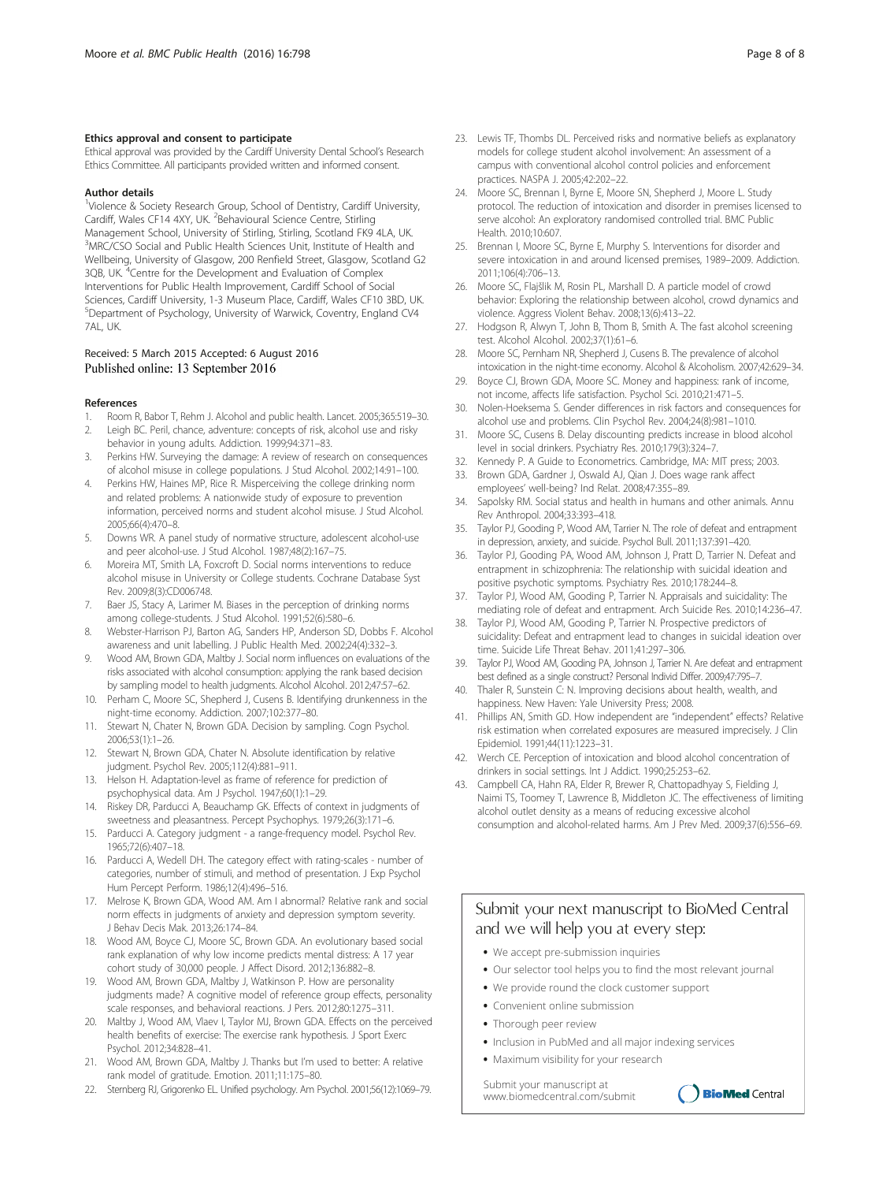#### Ethics approval and consent to participate

Ethical approval was provided by the Cardiff University Dental School's Research Ethics Committee. All participants provided written and informed consent.

#### Author details

[1]Violence & Society Research Group, School of Dentistry, Cardiff University, Cardiff, Wales CF14 4XY, UK. [2]Behavioural Science Centre, Stirling Management School, University of Stirling, Stirling, Scotland FK9 4LA, UK. [3]MRC/CSO Social and Public Health Sciences Unit, Institute of Health and Wellbeing, University of Glasgow, 200 Renfield Street, Glasgow, Scotland G2 3QB, UK. [4]Centre for the Development and Evaluation of Complex Interventions for Public Health Improvement, Cardiff School of Social Sciences, Cardiff University, 1-3 Museum Place, Cardiff, Wales CF10 3BD, UK. [5]Department of Psychology, University of Warwick, Coventry, England CV4 7AL, UK.

Received: 5 March 2015 Accepted: 6 August 2016
Published online: 13 September 2016

#### References

1. Room R, Babor T, Rehm J. Alcohol and public health. Lancet. 2005;365:519–30.
2. Leigh BC. Peril, chance, adventure: concepts of risk, alcohol use and risky behavior in young adults. Addiction. 1999;94:371–83.
3. Perkins HW. Surveying the damage: A review of research on consequences of alcohol misuse in college populations. J Stud Alcohol. 2002;14:91–100.
4. Perkins HW, Haines MP, Rice R. Misperceiving the college drinking norm and related problems: A nationwide study of exposure to prevention information, perceived norms and student alcohol misuse. J Stud Alcohol. 2005;66(4):470–8.
5. Downs WR. A panel study of normative structure, adolescent alcohol-use and peer alcohol-use. J Stud Alcohol. 1987;48(2):167–75.
6. Moreira MT, Smith LA, Foxcroft D. Social norms interventions to reduce alcohol misuse in University or College students. Cochrane Database Syst Rev. 2009;8(3):CD006748.
7. Baer JS, Stacy A, Larimer M. Biases in the perception of drinking norms among college-students. J Stud Alcohol. 1991;52(6):580–6.
8. Webster-Harrison PJ, Barton AG, Sanders HP, Anderson SD, Dobbs F. Alcohol awareness and unit labelling. J Public Health Med. 2002;24(4):332–3.
9. Wood AM, Brown GDA, Maltby J. Social norm influences on evaluations of the risks associated with alcohol consumption: applying the rank based decision by sampling model to health judgments. Alcohol Alcohol. 2012;47:57–62.
10. Perham C, Moore SC, Shepherd J, Cusens B. Identifying drunkenness in the night-time economy. Addiction. 2007;102:377–80.
11. Stewart N, Chater N, Brown GDA. Decision by sampling. Cogn Psychol. 2006;53(1):1–26.
12. Stewart N, Brown GDA, Chater N. Absolute identification by relative judgment. Psychol Rev. 2005;112(4):881–911.
13. Helson H. Adaptation-level as frame of reference for prediction of psychophysical data. Am J Psychol. 1947;60(1):1–29.
14. Riskey DR, Parducci A, Beauchamp GK. Effects of context in judgments of sweetness and pleasantness. Percept Psychophys. 1979;26(3):171–6.
15. Parducci A. Category judgment - a range-frequency model. Psychol Rev. 1965;72(6):407–18.
16. Parducci A, Wedell DH. The category effect with rating-scales - number of categories, number of stimuli, and method of presentation. J Exp Psychol Hum Percept Perform. 1986;12(4):496–516.
17. Melrose K, Brown GDA, Wood AM. Am I abnormal? Relative rank and social norm effects in judgments of anxiety and depression symptom severity. J Behav Decis Mak. 2013;26:174–84.
18. Wood AM, Boyce CJ, Moore SC, Brown GDA. An evolutionary based social rank explanation of why low income predicts mental distress: A 17 year cohort study of 30,000 people. J Affect Disord. 2012;136:882–8.
19. Wood AM, Brown GDA, Maltby J, Watkinson P. How are personality judgments made? A cognitive model of reference group effects, personality scale responses, and behavioral reactions. J Pers. 2012;80:1275–311.
20. Maltby J, Wood AM, Vlaev I, Taylor MJ, Brown GDA. Effects on the perceived health benefits of exercise: The exercise rank hypothesis. J Sport Exerc Psychol. 2012;34:828–41.
21. Wood AM, Brown GDA, Maltby J. Thanks but I'm used to better: A relative rank model of gratitude. Emotion. 2011;11:175–80.
22. Sternberg RJ, Grigorenko EL. Unified psychology. Am Psychol. 2001;56(12):1069–79.
23. Lewis TF, Thombs DL. Perceived risks and normative beliefs as explanatory models for college student alcohol involvement: An assessment of a campus with conventional alcohol control policies and enforcement practices. NASPA J. 2005;42:202–22.
24. Moore SC, Brennan I, Byrne E, Moore SN, Shepherd J, Moore L. Study protocol. The reduction of intoxication and disorder in premises licensed to serve alcohol: An exploratory randomised controlled trial. BMC Public Health. 2010;10:607.
25. Brennan I, Moore SC, Byrne E, Murphy S. Interventions for disorder and severe intoxication in and around licensed premises, 1989–2009. Addiction. 2011;106(4):706–13.
26. Moore SC, Flajšlik M, Rosin PL, Marshall D. A particle model of crowd behavior: Exploring the relationship between alcohol, crowd dynamics and violence. Aggress Violent Behav. 2008;13(6):413–22.
27. Hodgson R, Alwyn T, John B, Thom B, Smith A. The fast alcohol screening test. Alcohol Alcohol. 2002;37(1):61–6.
28. Moore SC, Pernham NR, Shepherd J, Cusens B. The prevalence of alcohol intoxication in the night-time economy. Alcohol & Alcoholism. 2007;42:629–34.
29. Boyce CJ, Brown GDA, Moore SC. Money and happiness: rank of income, not income, affects life satisfaction. Psychol Sci. 2010;21:471–5.
30. Nolen-Hoeksema S. Gender differences in risk factors and consequences for alcohol use and problems. Clin Psychol Rev. 2004;24(8):981–1010.
31. Moore SC, Cusens B. Delay discounting predicts increase in blood alcohol level in social drinkers. Psychiatry Res. 2010;179(3):324–7.
32. Kennedy P. A Guide to Econometrics. Cambridge, MA: MIT press; 2003.
33. Brown GDA, Gardner J, Oswald AJ, Qian J. Does wage rank affect employees' well-being? Ind Relat. 2008;47:355–89.
34. Sapolsky RM. Social status and health in humans and other animals. Annu Rev Anthropol. 2004;33:393–418.
35. Taylor PJ, Gooding P, Wood AM, Tarrier N. The role of defeat and entrapment in depression, anxiety, and suicide. Psychol Bull. 2011;137:391–420.
36. Taylor PJ, Gooding PA, Wood AM, Johnson J, Pratt D, Tarrier N. Defeat and entrapment in schizophrenia: The relationship with suicidal ideation and positive psychotic symptoms. Psychiatry Res. 2010;178:244–8.
37. Taylor PJ, Wood AM, Gooding P, Tarrier N. Appraisals and suicidality: The mediating role of defeat and entrapment. Arch Suicide Res. 2010;14:236–47.
38. Taylor PJ, Wood AM, Gooding P, Tarrier N. Prospective predictors of suicidality: Defeat and entrapment lead to changes in suicidal ideation over time. Suicide Life Threat Behav. 2011;41:297–306.
39. Taylor PJ, Wood AM, Gooding PA, Johnson J, Tarrier N. Are defeat and entrapment best defined as a single construct? Personal Individ Differ. 2009;47:795–7.
40. Thaler R, Sunstein C: N. Improving decisions about health, wealth, and happiness. New Haven: Yale University Press; 2008.
41. Phillips AN, Smith GD. How independent are "independent" effects? Relative risk estimation when correlated exposures are measured imprecisely. J Clin Epidemiol. 1991;44(11):1223–31.
42. Werch CE. Perception of intoxication and blood alcohol concentration of drinkers in social settings. Int J Addict. 1990;25:253–62.
43. Campbell CA, Hahn RA, Elder R, Brewer R, Chattopadhyay S, Fielding J, Naimi TS, Toomey T, Lawrence B, Middleton JC. The effectiveness of limiting alcohol outlet density as a means of reducing excessive alcohol consumption and alcohol-related harms. Am J Prev Med. 2009;37(6):556–69.

Submit your next manuscript to BioMed Central and we will help you at every step:

- We accept pre-submission inquiries
- Our selector tool helps you to find the most relevant journal
- We provide round the clock customer support
- Convenient online submission
- Thorough peer review
- Inclusion in PubMed and all major indexing services
- Maximum visibility for your research

Submit your manuscript at www.biomedcentral.com/submit

BioMed Central